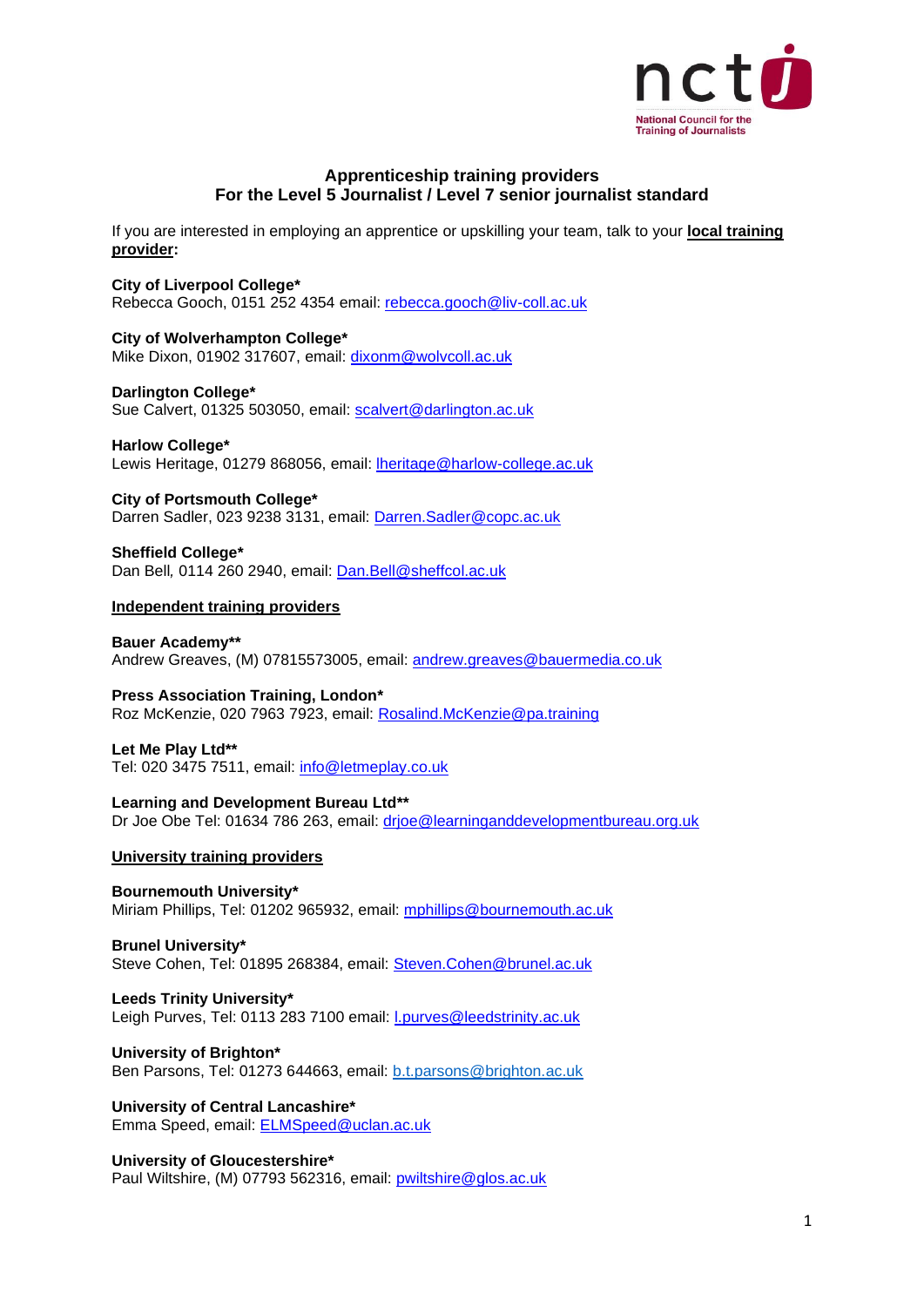nctj
National Council for the Training of Journalists

## Apprenticeship training providers
## For the Level 5 Journalist / Level 7 senior journalist standard

If you are interested in employing an apprentice or upskilling your team, talk to your **local training provider:**

**City of Liverpool College***
Rebecca Gooch, 0151 252 4354 email: rebecca.gooch@liv-coll.ac.uk

**City of Wolverhampton College***
Mike Dixon, 01902 317607, email: dixonm@wolvcoll.ac.uk

**Darlington College***
Sue Calvert, 01325 503050, email: scalvert@darlington.ac.uk

**Harlow College***
Lewis Heritage, 01279 868056, email: lheritage@harlow-college.ac.uk

**City of Portsmouth College***
Darren Sadler, 023 9238 3131, email: Darren.Sadler@copc.ac.uk

**Sheffield College***
Dan Bell, 0114 260 2940, email: Dan.Bell@sheffcol.ac.uk

**Independent training providers**

**Bauer Academy****
Andrew Greaves, (M) 07815573005, email: andrew.greaves@bauermedia.co.uk

**Press Association Training, London***
Roz McKenzie, 020 7963 7923, email: Rosalind.McKenzie@pa.training

**Let Me Play Ltd****
Tel: 020 3475 7511, email: info@letmeplay.co.uk

**Learning and Development Bureau Ltd****
Dr Joe Obe Tel: 01634 786 263, email: drjoe@learninganddevelopmentbureau.org.uk

**University training providers**

**Bournemouth University***
Miriam Phillips, Tel: 01202 965932, email: mphillips@bournemouth.ac.uk

**Brunel University***
Steve Cohen, Tel: 01895 268384, email: Steven.Cohen@brunel.ac.uk

**Leeds Trinity University***
Leigh Purves, Tel: 0113 283 7100 email: l.purves@leedstrinity.ac.uk

**University of Brighton***
Ben Parsons, Tel: 01273 644663, email: b.t.parsons@brighton.ac.uk

**University of Central Lancashire***
Emma Speed, email: ELMSpeed@uclan.ac.uk

**University of Gloucestershire***
Paul Wiltshire, (M) 07793 562316, email: pwiltshire@glos.ac.uk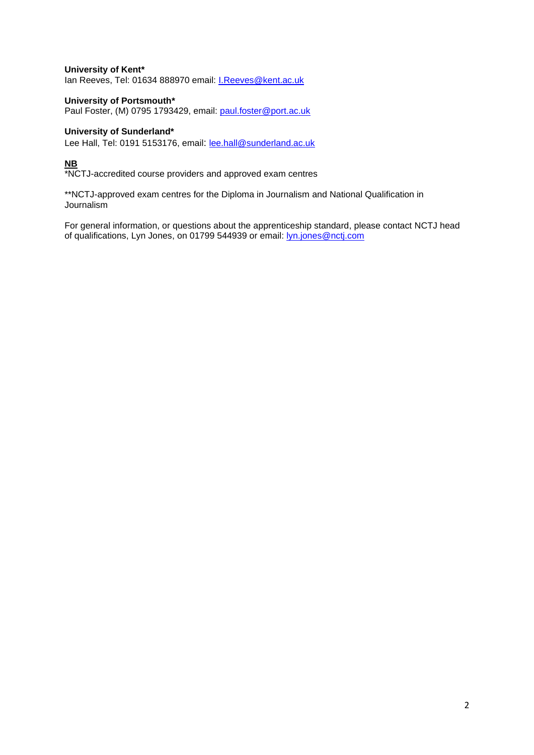**University of Kent***
Ian Reeves, Tel: 01634 888970 email: I.Reeves@kent.ac.uk

**University of Portsmouth***
Paul Foster, (M) 0795 1793429, email: paul.foster@port.ac.uk

**University of Sunderland***
Lee Hall, Tel: 0191 5153176, email: lee.hall@sunderland.ac.uk

**NB**
*NCTJ-accredited course providers and approved exam centres

**NCTJ-approved exam centres for the Diploma in Journalism and National Qualification in Journalism

For general information, or questions about the apprenticeship standard, please contact NCTJ head of qualifications, Lyn Jones, on 01799 544939 or email: lyn.jones@nctj.com